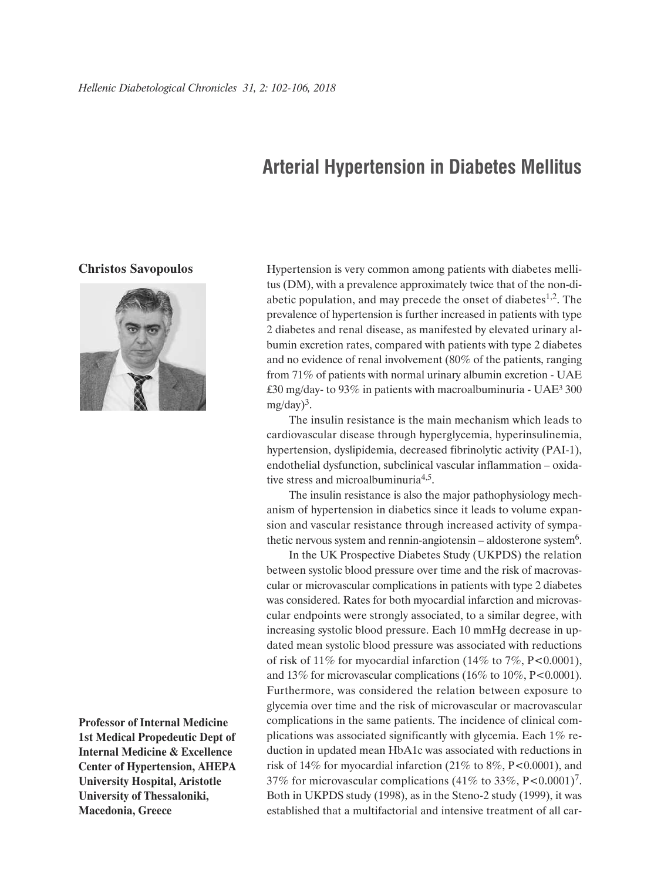# Arterial Hypertension in Diabetes Mellitus

**Christos Savopoulos**

**Professor of Internal Medicine 1st Medical Propedeutic Dept of Internal Medicine & Excellence Center of Hypertension, AHEPA University Hospital, Aristotle University of Thessaloniki, Macedonia, Greece**

Hypertension is very common among patients with diabetes mellitus (DM), with a prevalence approximately twice that of the non-diabetic population, and may precede the onset of diabetes[1,2]. The prevalence of hypertension is further increased in patients with type 2 diabetes and renal disease, as manifested by elevated urinary albumin excretion rates, compared with patients with type 2 diabetes and no evidence of renal involvement (80% of the patients, ranging from 71% of patients with normal urinary albumin excretion - UAE £30 mg/day- to 93% in patients with macroalbuminuria - UAE³ 300 mg/day)[3].

The insulin resistance is the main mechanism which leads to cardiovascular disease through hyperglycemia, hyperinsulinemia, hypertension, dyslipidemia, decreased fibrinolytic activity (PAI-1), endothelial dysfunction, subclinical vascular inflammation – oxidative stress and microalbuminuria[4,5].

The insulin resistance is also the major pathophysiology mechanism of hypertension in diabetics since it leads to volume expansion and vascular resistance through increased activity of sympathetic nervous system and rennin-angiotensin – aldosterone system[6].

In the UK Prospective Diabetes Study (UKPDS) the relation between systolic blood pressure over time and the risk of macrovascular or microvascular complications in patients with type 2 diabetes was considered. Rates for both myocardial infarction and microvascular endpoints were strongly associated, to a similar degree, with increasing systolic blood pressure. Each 10 mmHg decrease in updated mean systolic blood pressure was associated with reductions of risk of 11% for myocardial infarction (14% to 7%, $P<0.0001$), and 13% for microvascular complications (16% to 10%, $P<0.0001$). Furthermore, was considered the relation between exposure to glycemia over time and the risk of microvascular or macrovascular complications in the same patients. The incidence of clinical complications was associated significantly with glycemia. Each 1% reduction in updated mean HbA1c was associated with reductions in risk of 14% for myocardial infarction (21% to 8%, $P<0.0001$), and 37% for microvascular complications (41% to 33%, $P<0.0001$)[7]. Both in UKPDS study (1998), as in the Steno-2 study (1999), it was established that a multifactorial and intensive treatment of all car-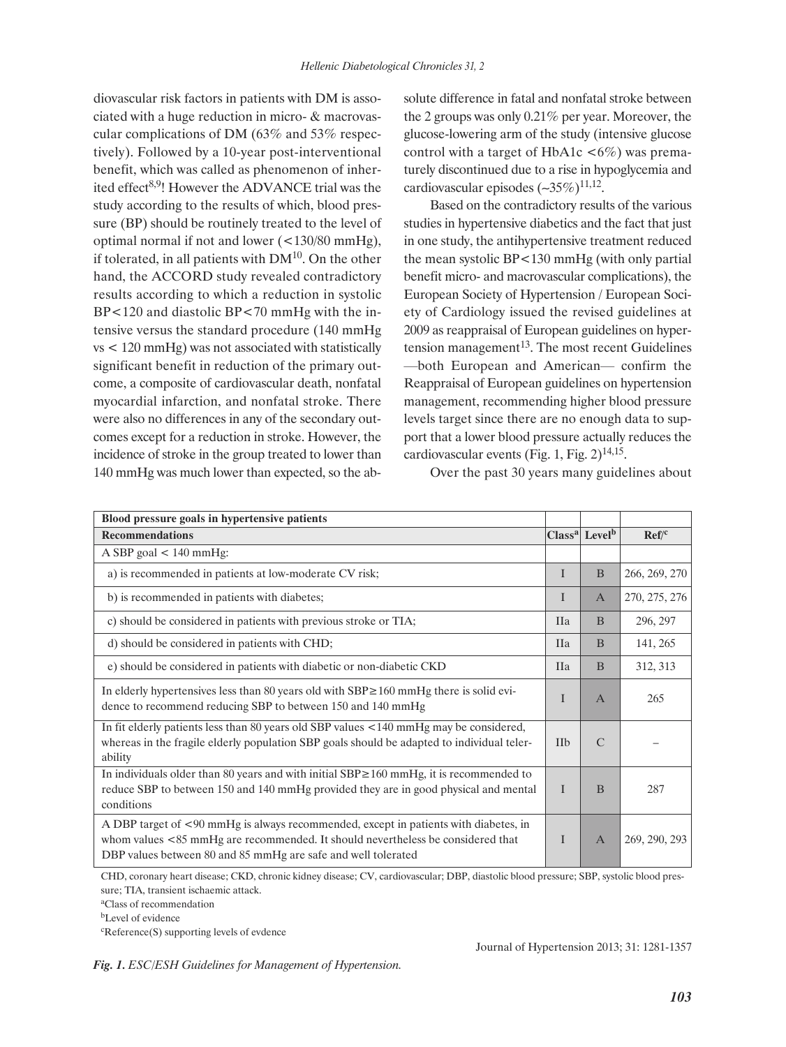diovascular risk factors in patients with DM is associated with a huge reduction in micro- & macrovascular complications of DM (63% and 53% respectively). Followed by a 10-year post-interventional benefit, which was called as phenomenon of inherited effect[8,9]! However the ADVANCE trial was the study according to the results of which, blood pressure (BP) should be routinely treated to the level of optimal normal if not and lower (<130/80 mmHg), if tolerated, in all patients with DM[10]. On the other hand, the ACCORD study revealed contradictory results according to which a reduction in systolic BP<120 and diastolic BP<70 mmHg with the intensive versus the standard procedure (140 mmHg vs < 120 mmHg) was not associated with statistically significant benefit in reduction of the primary outcome, a composite of cardiovascular death, nonfatal myocardial infarction, and nonfatal stroke. There were also no differences in any of the secondary outcomes except for a reduction in stroke. However, the incidence of stroke in the group treated to lower than 140 mmHg was much lower than expected, so the absolute difference in fatal and nonfatal stroke between the 2 groups was only 0.21% per year. Moreover, the glucose-lowering arm of the study (intensive glucose control with a target of HbA1c <6%) was prematurely discontinued due to a rise in hypoglycemia and cardiovascular episodes (~35%)[11,12].

Based on the contradictory results of the various studies in hypertensive diabetics and the fact that just in one study, the antihypertensive treatment reduced the mean systolic BP<130 mmHg (with only partial benefit micro- and macrovascular complications), the European Society of Hypertension / European Society of Cardiology issued the revised guidelines at 2009 as reappraisal of European guidelines on hypertension management[13]. The most recent Guidelines —both European and American— confirm the Reappraisal of European guidelines on hypertension management, recommending higher blood pressure levels target since there are no enough data to support that a lower blood pressure actually reduces the cardiovascular events (Fig. 1, Fig. 2)[14,15].

Over the past 30 years many guidelines about

| **Blood pressure goals in hypertensive patients** | | | |
|---|---|---|---|
| **Recommendations** | **Class[a]** | **Level[b]** | **Ref[c]** |
| A SBP goal < 140 mmHg: | | | |
| a) is recommended in patients at low-moderate CV risk; | I | B | 266, 269, 270 |
| b) is recommended in patients with diabetes; | I | A | 270, 275, 276 |
| c) should be considered in patients with previous stroke or TIA; | IIa | B | 296, 297 |
| d) should be considered in patients with CHD; | IIa | B | 141, 265 |
| e) should be considered in patients with diabetic or non-diabetic CKD | IIa | B | 312, 313 |
| In elderly hypertensives less than 80 years old with SBP≥160 mmHg there is solid evidence to recommend reducing SBP to between 150 and 140 mmHg | I | A | 265 |
| In fit elderly patients less than 80 years old SBP values <140 mmHg may be considered, whereas in the fragile elderly population SBP goals should be adapted to individual tolerability | IIb | C | – |
| In individuals older than 80 years and with initial SBP≥160 mmHg, it is recommended to reduce SBP to between 150 and 140 mmHg provided they are in good physical and mental conditions | I | B | 287 |
| A DBP target of <90 mmHg is always recommended, except in patients with diabetes, in whom values <85 mmHg are recommended. It should nevertheless be considered that DBP values between 80 and 85 mmHg are safe and well tolerated | I | A | 269, 290, 293 |

CHD, coronary heart disease; CKD, chronic kidney disease; CV, cardiovascular; DBP, diastolic blood pressure; SBP, systolic blood pressure; TIA, transient ischaemic attack.

[a]Class of recommendation

[b]Level of evidence

[c]Reference(S) supporting levels of evdence

Journal of Hypertension 2013; 31: 1281-1357

*Fig. 1. ESC/ESH Guidelines for Management of Hypertension.*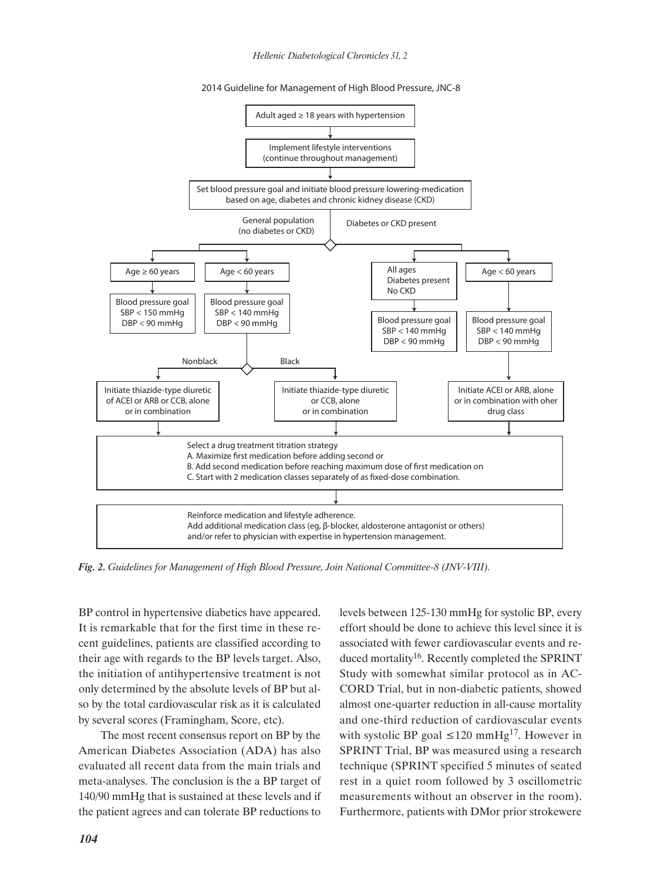2014 Guideline for Management of High Blood Pressure, JNC-8

Adult aged ≥ 18 years with hypertension

Implement lifestyle interventions (continue throughout management)

Set blood pressure goal and initiate blood pressure lowering-medication based on age, diabetes and chronic kidney disease (CKD)

**General population (no diabetes or CKD)**

- Age ≥ 60 years
  - Blood pressure goal SBP < 150 mmHg DBP < 90 mmHg
- Age < 60 years
  - Blood pressure goal SBP < 140 mmHg DBP < 90 mmHg

Nonblack: Initiate thiazide-type diuretic of ACEI or ARB or CCB, alone or in combination

Black: Initiate thiazide-type diuretic or CCB, alone or in combination

**Diabetes or CKD present**

- All ages Diabetes present No CKD
  - Blood pressure goal SBP < 140 mmHg DBP < 90 mmHg
- Age < 60 years
  - Blood pressure goal SBP < 140 mmHg DBP < 90 mmHg
  - Initiate ACEI or ARB, alone or in combination with oher drug class

Select a drug treatment titration strategy
A. Maximize first medication before adding second or
B. Add second medication before reaching maximum dose of first medication on
C. Start with 2 medication classes separately of as fixed-dose combination.

Reinforce medication and lifestyle adherence.
Add additional medication class (eg, β-blocker, aldosterone antagonist or others) and/or refer to physician with expertise in hypertension management.

***Fig. 2.** Guidelines for Management of High Blood Pressure, Join National Committee-8 (JNV-VIII).*

BP control in hypertensive diabetics have appeared. It is remarkable that for the first time in these recent guidelines, patients are classified according to their age with regards to the BP levels target. Also, the initiation of antihypertensive treatment is not only determined by the absolute levels of BP but also by the total cardiovascular risk as it is calculated by several scores (Framingham, Score, etc).

The most recent consensus report on BP by the American Diabetes Association (ADA) has also evaluated all recent data from the main trials and meta-analyses. The conclusion is the a BP target of 140/90 mmHg that is sustained at these levels and if the patient agrees and can tolerate BP reductions to levels between 125-130 mmHg for systolic BP, every effort should be done to achieve this level since it is associated with fewer cardiovascular events and reduced mortality[16]. Recently completed the SPRINT Study with somewhat similar protocol as in ACCORD Trial, but in non-diabetic patients, showed almost one-quarter reduction in all-cause mortality and one-third reduction of cardiovascular events with systolic BP goal ≤120 mmHg[17]. However in SPRINT Trial, BP was measured using a research technique (SPRINT specified 5 minutes of seated rest in a quiet room followed by 3 oscillometric measurements without an observer in the room). Furthermore, patients with DMor prior strokewere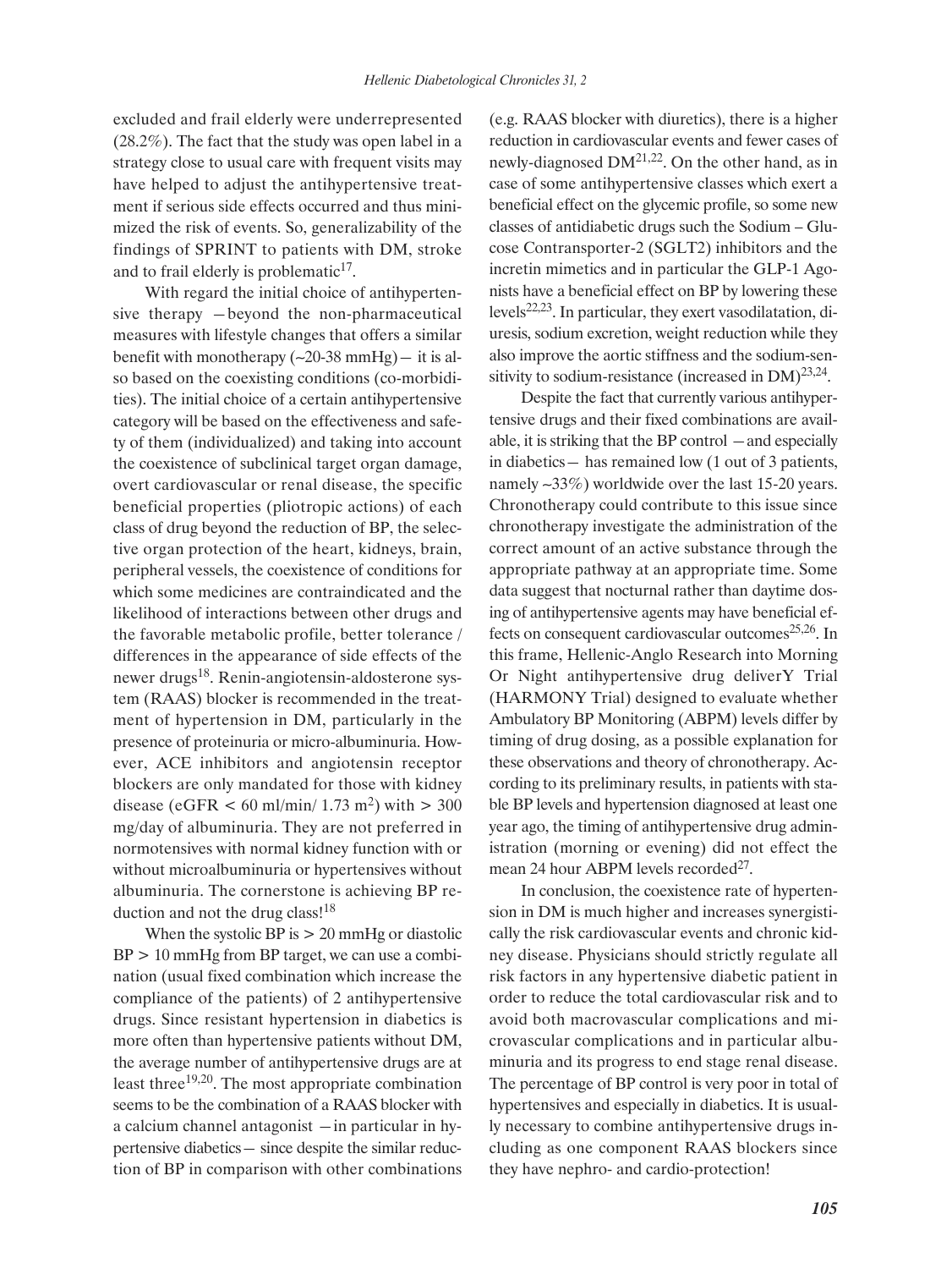excluded and frail elderly were underrepresented (28.2%). The fact that the study was open label in a strategy close to usual care with frequent visits may have helped to adjust the antihypertensive treatment if serious side effects occurred and thus minimized the risk of events. So, generalizability of the findings of SPRINT to patients with DM, stroke and to frail elderly is problematic[17].

With regard the initial choice of antihypertensive therapy —beyond the non-pharmaceutical measures with lifestyle changes that offers a similar benefit with monotherapy (~20-38 mmHg)— it is also based on the coexisting conditions (co-morbidities). The initial choice of a certain antihypertensive category will be based on the effectiveness and safety of them (individualized) and taking into account the coexistence of subclinical target organ damage, overt cardiovascular or renal disease, the specific beneficial properties (pliotropic actions) of each class of drug beyond the reduction of BP, the selective organ protection of the heart, kidneys, brain, peripheral vessels, the coexistence of conditions for which some medicines are contraindicated and the likelihood of interactions between other drugs and the favorable metabolic profile, better tolerance / differences in the appearance of side effects of the newer drugs[18]. Renin-angiotensin-aldosterone system (RAAS) blocker is recommended in the treatment of hypertension in DM, particularly in the presence of proteinuria or micro-albuminuria. However, ACE inhibitors and angiotensin receptor blockers are only mandated for those with kidney disease (eGFR < 60 ml/min/ 1.73 $m^2$) with > 300 mg/day of albuminuria. They are not preferred in normotensives with normal kidney function with or without microalbuminuria or hypertensives without albuminuria. The cornerstone is achieving BP reduction and not the drug class![18]

When the systolic BP is > 20 mmHg or diastolic BP > 10 mmHg from BP target, we can use a combination (usual fixed combination which increase the compliance of the patients) of 2 antihypertensive drugs. Since resistant hypertension in diabetics is more often than hypertensive patients without DM, the average number of antihypertensive drugs are at least three[19,20]. The most appropriate combination seems to be the combination of a RAAS blocker with a calcium channel antagonist —in particular in hypertensive diabetics— since despite the similar reduction of BP in comparison with other combinations (e.g. RAAS blocker with diuretics), there is a higher reduction in cardiovascular events and fewer cases of newly-diagnosed DM[21,22]. On the other hand, as in case of some antihypertensive classes which exert a beneficial effect on the glycemic profile, so some new classes of antidiabetic drugs such the Sodium – Glucose Contransporter-2 (SGLT2) inhibitors and the incretin mimetics and in particular the GLP-1 Agonists have a beneficial effect on BP by lowering these levels[22,23]. In particular, they exert vasodilatation, diuresis, sodium excretion, weight reduction while they also improve the aortic stiffness and the sodium-sensitivity to sodium-resistance (increased in DM)[23,24].

Despite the fact that currently various antihypertensive drugs and their fixed combinations are available, it is striking that the BP control —and especially in diabetics— has remained low (1 out of 3 patients, namely ~33%) worldwide over the last 15-20 years. Chronotherapy could contribute to this issue since chronotherapy investigate the administration of the correct amount of an active substance through the appropriate pathway at an appropriate time. Some data suggest that nocturnal rather than daytime dosing of antihypertensive agents may have beneficial effects on consequent cardiovascular outcomes[25,26]. In this frame, Hellenic-Anglo Research into Morning Or Night antihypertensive drug deliverY Trial (HARMONY Trial) designed to evaluate whether Ambulatory BP Monitoring (ABPM) levels differ by timing of drug dosing, as a possible explanation for these observations and theory of chronotherapy. According to its preliminary results, in patients with stable BP levels and hypertension diagnosed at least one year ago, the timing of antihypertensive drug administration (morning or evening) did not effect the mean 24 hour ABPM levels recorded[27].

In conclusion, the coexistence rate of hypertension in DM is much higher and increases synergistically the risk cardiovascular events and chronic kidney disease. Physicians should strictly regulate all risk factors in any hypertensive diabetic patient in order to reduce the total cardiovascular risk and to avoid both macrovascular complications and microvascular complications and in particular albuminuria and its progress to end stage renal disease. The percentage of BP control is very poor in total of hypertensives and especially in diabetics. It is usually necessary to combine antihypertensive drugs including as one component RAAS blockers since they have nephro- and cardio-protection!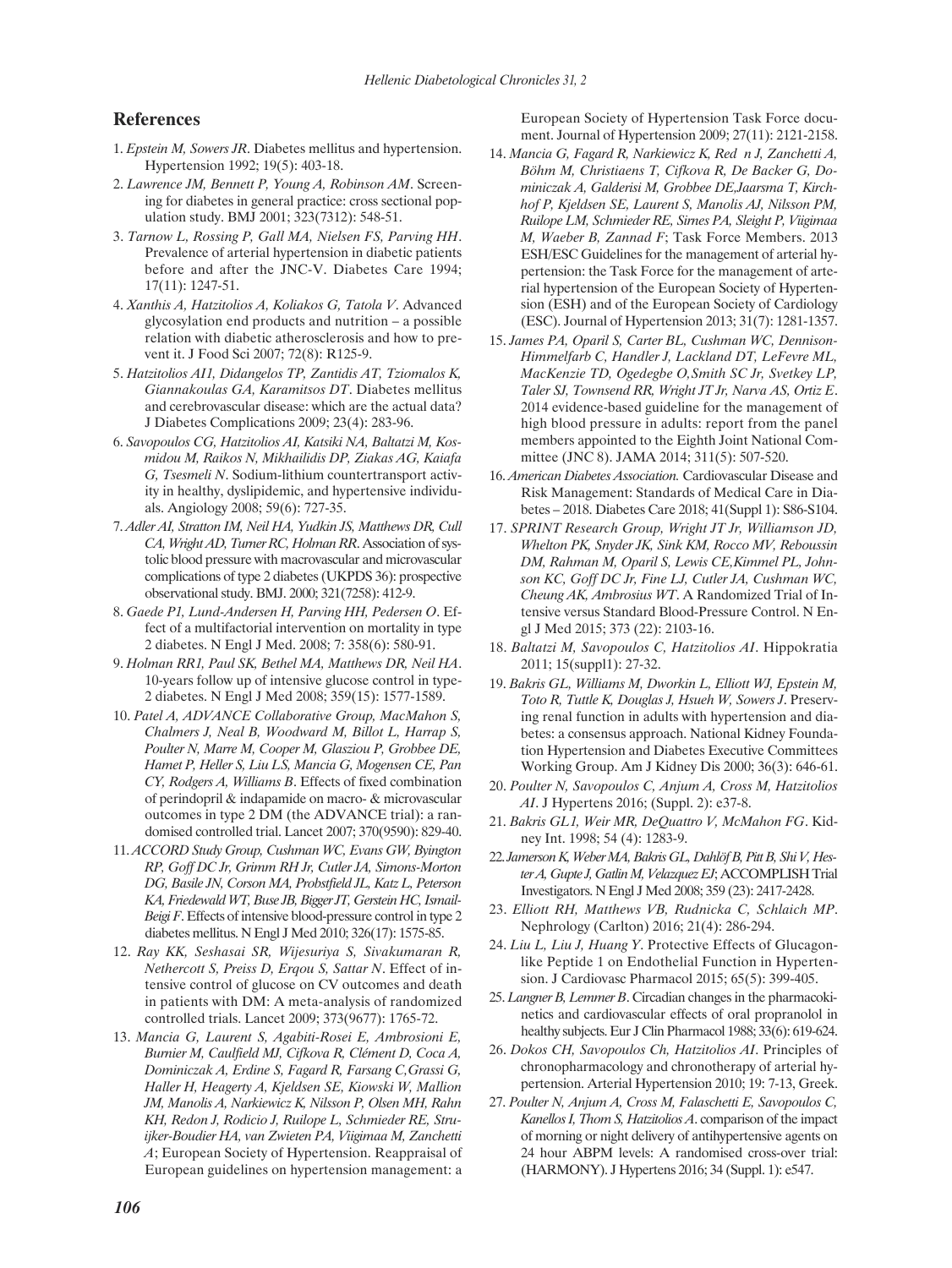## References

1. *Epstein M, Sowers JR*. Diabetes mellitus and hypertension. Hypertension 1992; 19(5): 403-18.
2. *Lawrence JM, Bennett P, Young A, Robinson AM*. Screening for diabetes in general practice: cross sectional population study. BMJ 2001; 323(7312): 548-51.
3. *Tarnow L, Rossing P, Gall MA, Nielsen FS, Parving HH*. Prevalence of arterial hypertension in diabetic patients before and after the JNC-V. Diabetes Care 1994; 17(11): 1247-51.
4. *Xanthis A, Hatzitolios A, Koliakos G, Tatola V*. Advanced glycosylation end products and nutrition – a possible relation with diabetic atherosclerosis and how to prevent it. J Food Sci 2007; 72(8): R125-9.
5. *Hatzitolios AI1, Didangelos TP, Zantidis AT, Tziomalos K, Giannakoulas GA, Karamitsos DT*. Diabetes mellitus and cerebrovascular disease: which are the actual data? J Diabetes Complications 2009; 23(4): 283-96.
6. *Savopoulos CG, Hatzitolios AI, Katsiki NA, Baltatzi M, Kosmidou M, Raikos N, Mikhailidis DP, Ziakas AG, Kaiafa G, Tsesmeli N*. Sodium-lithium countertransport activity in healthy, dyslipidemic, and hypertensive individuals. Angiology 2008; 59(6): 727-35.
7. *Adler AI, Stratton IM, Neil HA, Yudkin JS, Matthews DR, Cull CA, Wright AD, Turner RC, Holman RR*. Association of systolic blood pressure with macrovascular and microvascular complications of type 2 diabetes (UKPDS 36): prospective observational study. BMJ. 2000; 321(7258): 412-9.
8. *Gaede P1, Lund-Andersen H, Parving HH, Pedersen O*. Effect of a multifactorial intervention on mortality in type 2 diabetes. N Engl J Med. 2008; 7: 358(6): 580-91.
9. *Holman RR1, Paul SK, Bethel MA, Matthews DR, Neil HA*. 10-years follow up of intensive glucose control in type-2 diabetes. N Engl J Med 2008; 359(15): 1577-1589.
10. *Patel A, ADVANCE Collaborative Group, MacMahon S, Chalmers J, Neal B, Woodward M, Billot L, Harrap S, Poulter N, Marre M, Cooper M, Glasziou P, Grobbee DE, Hamet P, Heller S, Liu LS, Mancia G, Mogensen CE, Pan CY, Rodgers A, Williams B*. Effects of fixed combination of perindopril & indapamide on macro- & microvascular outcomes in type 2 DM (the ADVANCE trial): a randomised controlled trial. Lancet 2007; 370(9590): 829-40.
11. *ACCORD Study Group, Cushman WC, Evans GW, Byington RP, Goff DC Jr, Grimm RH Jr, Cutler JA, Simons-Morton DG, Basile JN, Corson MA, Probstfield JL, Katz L, Peterson KA, Friedewald WT, Buse JB, Bigger JT, Gerstein HC, Ismail-Beigi F*. Effects of intensive blood-pressure control in type 2 diabetes mellitus. N Engl J Med 2010; 326(17): 1575-85.
12. *Ray KK, Seshasai SR, Wijesuriya S, Sivakumaran R, Nethercott S, Preiss D, Erqou S, Sattar N*. Effect of intensive control of glucose on CV outcomes and death in patients with DM: A meta-analysis of randomized controlled trials. Lancet 2009; 373(9677): 1765-72.
13. *Mancia G, Laurent S, Agabiti-Rosei E, Ambrosioni E, Burnier M, Caulfield MJ, Cifkova R, Clément D, Coca A, Dominiczak A, Erdine S, Fagard R, Farsang C, Grassi G, Haller H, Heagerty A, Kjeldsen SE, Kiowski W, Mallion JM, Manolis A, Narkiewicz K, Nilsson P, Olsen MH, Rahn KH, Redon J, Rodicio J, Ruilope L, Schmieder RE, Struijker-Boudier HA, van Zwieten PA, Viigimaa M, Zanchetti A*; European Society of Hypertension. Reappraisal of European guidelines on hypertension management: a European Society of Hypertension Task Force document. Journal of Hypertension 2009; 27(11): 2121-2158.
14. *Mancia G, Fagard R, Narkiewicz K, Red n J, Zanchetti A, Böhm M, Christiaens T, Cifkova R, De Backer G, Dominiczak A, Galderisi M, Grobbee DE, Jaarsma T, Kirchhof P, Kjeldsen SE, Laurent S, Manolis AJ, Nilsson PM, Ruilope LM, Schmieder RE, Sirnes PA, Sleight P, Viigimaa M, Waeber B, Zannad F*; Task Force Members. 2013 ESH/ESC Guidelines for the management of arterial hypertension: the Task Force for the management of arterial hypertension of the European Society of Hypertension (ESH) and of the European Society of Cardiology (ESC). Journal of Hypertension 2013; 31(7): 1281-1357.
15. *James PA, Oparil S, Carter BL, Cushman WC, Dennison-Himmelfarb C, Handler J, Lackland DT, LeFevre ML, MacKenzie TD, Ogedegbe O, Smith SC Jr, Svetkey LP, Taler SJ, Townsend RR, Wright JT Jr, Narva AS, Ortiz E*. 2014 evidence-based guideline for the management of high blood pressure in adults: report from the panel members appointed to the Eighth Joint National Committee (JNC 8). JAMA 2014; 311(5): 507-520.
16. *American Diabetes Association.* Cardiovascular Disease and Risk Management: Standards of Medical Care in Diabetes – 2018. Diabetes Care 2018; 41(Suppl 1): S86-S104.
17. *SPRINT Research Group, Wright JT Jr, Williamson JD, Whelton PK, Snyder JK, Sink KM, Rocco MV, Reboussin DM, Rahman M, Oparil S, Lewis CE, Kimmel PL, Johnson KC, Goff DC Jr, Fine LJ, Cutler JA, Cushman WC, Cheung AK, Ambrosius WT*. A Randomized Trial of Intensive versus Standard Blood-Pressure Control. N Engl J Med 2015; 373 (22): 2103-16.
18. *Baltatzi M, Savopoulos C, Hatzitolios AI*. Hippokratia 2011; 15(suppl1): 27-32.
19. *Bakris GL, Williams M, Dworkin L, Elliott WJ, Epstein M, Toto R, Tuttle K, Douglas J, Hsueh W, Sowers J*. Preserving renal function in adults with hypertension and diabetes: a consensus approach. National Kidney Foundation Hypertension and Diabetes Executive Committees Working Group. Am J Kidney Dis 2000; 36(3): 646-61.
20. *Poulter N, Savopoulos C, Anjum A, Cross M, Hatzitolios AI*. J Hypertens 2016; (Suppl. 2): e37-8.
21. *Bakris GL1, Weir MR, DeQuattro V, McMahon FG*. Kidney Int. 1998; 54 (4): 1283-9.
22. *Jamerson K, Weber MA, Bakris GL, Dahlöf B, Pitt B, Shi V, Hester A, Gupte J, Gatlin M, Velazquez EJ*; ACCOMPLISH Trial Investigators. N Engl J Med 2008; 359 (23): 2417-2428.
23. *Elliott RH, Matthews VB, Rudnicka C, Schlaich MP*. Nephrology (Carlton) 2016; 21(4): 286-294.
24. *Liu L, Liu J, Huang Y*. Protective Effects of Glucagon-like Peptide 1 on Endothelial Function in Hypertension. J Cardiovasc Pharmacol 2015; 65(5): 399-405.
25. *Langner B, Lemmer B*. Circadian changes in the pharmacokinetics and cardiovascular effects of oral propranolol in healthy subjects. Eur J Clin Pharmacol 1988; 33(6): 619-624.
26. *Dokos CH, Savopoulos Ch, Hatzitolios AI*. Principles of chronopharmacology and chronotherapy of arterial hypertension. Arterial Hypertension 2010; 19: 7-13, Greek.
27. *Poulter N, Anjum A, Cross M, Falaschetti E, Savopoulos C, Kanellos I, Thom S, Hatzitolios A*. comparison of the impact of morning or night delivery of antihypertensive agents on 24 hour ABPM levels: A randomised cross-over trial: (HARMONY). J Hypertens 2016; 34 (Suppl. 1): e547.